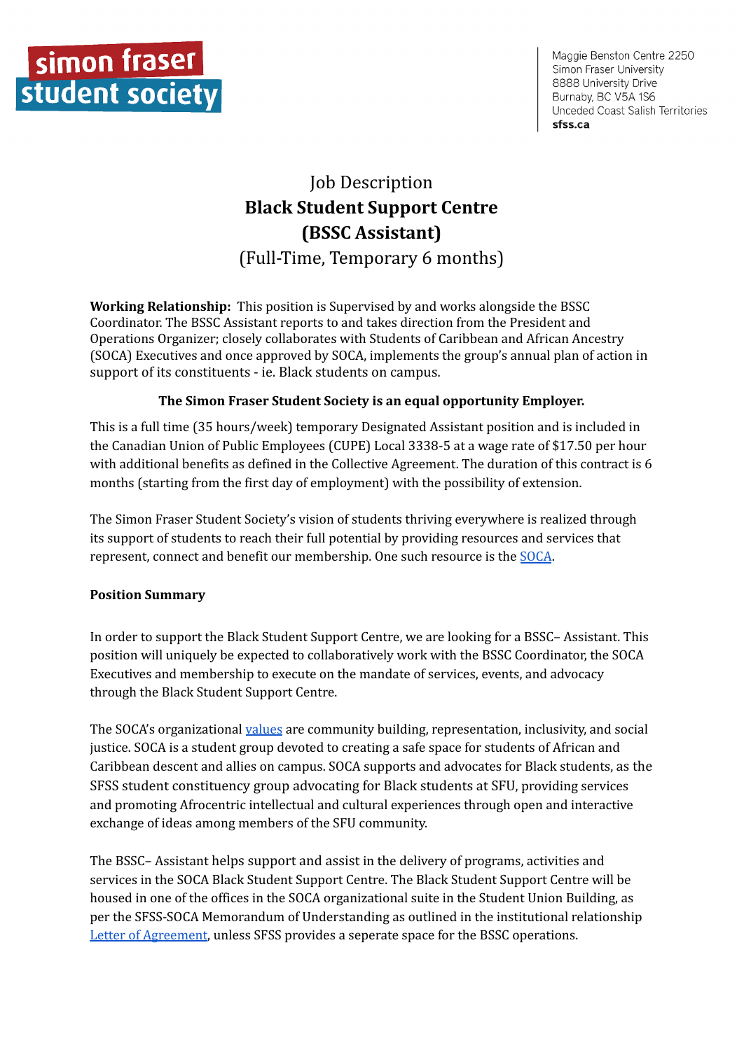simon fraser student society

Maggie Benston Centre 2250
Simon Fraser University
8888 University Drive
Burnaby, BC V5A 1S6
Unceded Coast Salish Territories
**sfss.ca**

# Job Description
# **Black Student Support Centre**
# **(BSSC Assistant)**
## (Full-Time, Temporary 6 months)

**Working Relationship:** This position is Supervised by and works alongside the BSSC Coordinator. The BSSC Assistant reports to and takes direction from the President and Operations Organizer; closely collaborates with Students of Caribbean and African Ancestry (SOCA) Executives and once approved by SOCA, implements the group's annual plan of action in support of its constituents - ie. Black students on campus.

**The Simon Fraser Student Society is an equal opportunity Employer.**

This is a full time (35 hours/week) temporary Designated Assistant position and is included in the Canadian Union of Public Employees (CUPE) Local 3338-5 at a wage rate of $17.50 per hour with additional benefits as defined in the Collective Agreement. The duration of this contract is 6 months (starting from the first day of employment) with the possibility of extension.

The Simon Fraser Student Society's vision of students thriving everywhere is realized through its support of students to reach their full potential by providing resources and services that represent, connect and benefit our membership. One such resource is the SOCA.

**Position Summary**

In order to support the Black Student Support Centre, we are looking for a BSSC– Assistant. This position will uniquely be expected to collaboratively work with the BSSC Coordinator, the SOCA Executives and membership to execute on the mandate of services, events, and advocacy through the Black Student Support Centre.

The SOCA's organizational values are community building, representation, inclusivity, and social justice. SOCA is a student group devoted to creating a safe space for students of African and Caribbean descent and allies on campus. SOCA supports and advocates for Black students, as the SFSS student constituency group advocating for Black students at SFU, providing services and promoting Afrocentric intellectual and cultural experiences through open and interactive exchange of ideas among members of the SFU community.

The BSSC– Assistant helps support and assist in the delivery of programs, activities and services in the SOCA Black Student Support Centre. The Black Student Support Centre will be housed in one of the offices in the SOCA organizational suite in the Student Union Building, as per the SFSS-SOCA Memorandum of Understanding as outlined in the institutional relationship Letter of Agreement, unless SFSS provides a seperate space for the BSSC operations.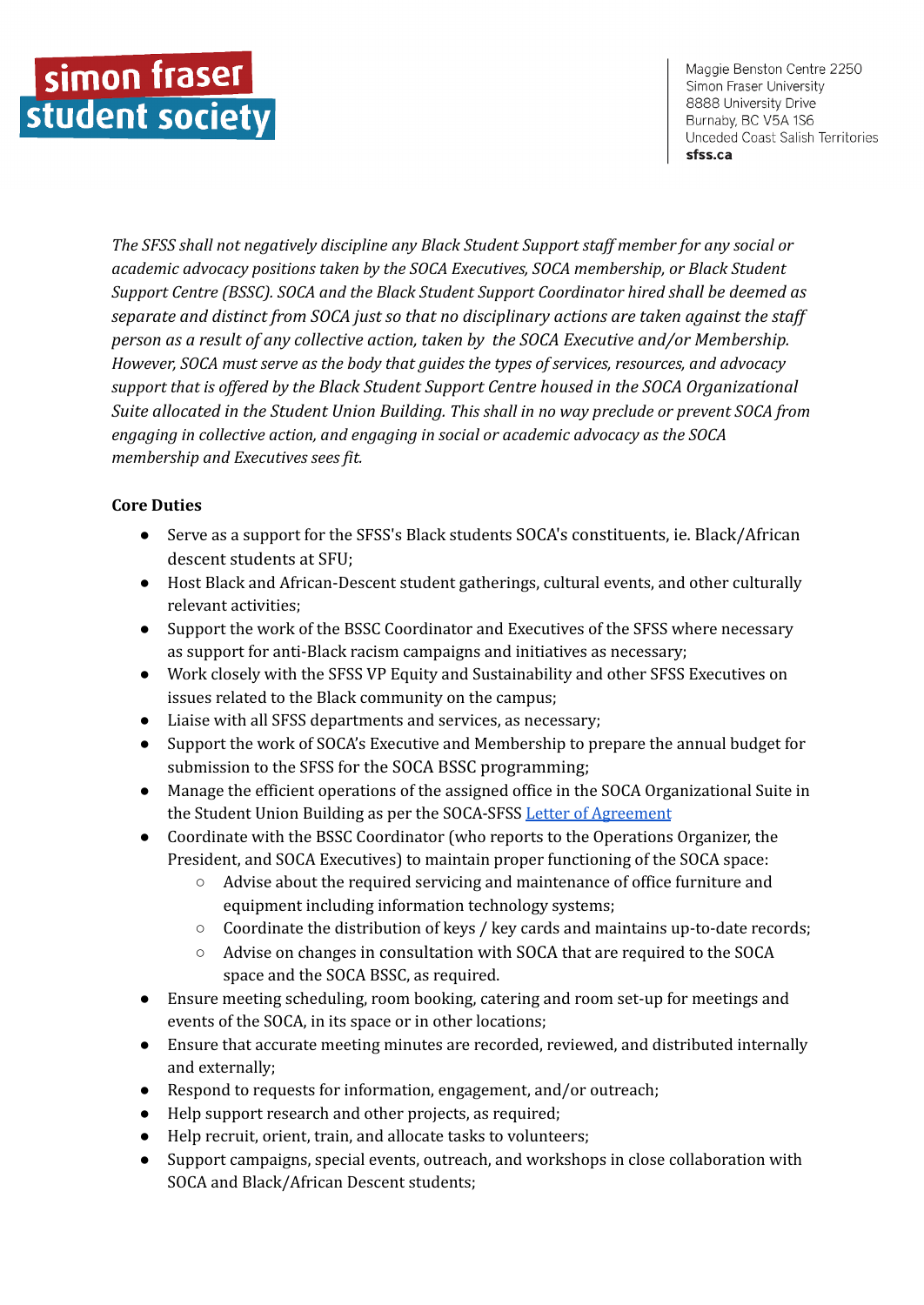*The SFSS shall not negatively discipline any Black Student Support staff member for any social or academic advocacy positions taken by the SOCA Executives, SOCA membership, or Black Student Support Centre (BSSC). SOCA and the Black Student Support Coordinator hired shall be deemed as separate and distinct from SOCA just so that no disciplinary actions are taken against the staff person as a result of any collective action, taken by the SOCA Executive and/or Membership. However, SOCA must serve as the body that guides the types of services, resources, and advocacy support that is offered by the Black Student Support Centre housed in the SOCA Organizational Suite allocated in the Student Union Building. This shall in no way preclude or prevent SOCA from engaging in collective action, and engaging in social or academic advocacy as the SOCA membership and Executives sees fit.*

**Core Duties**

- Serve as a support for the SFSS's Black students SOCA's constituents, ie. Black/African descent students at SFU;
- Host Black and African-Descent student gatherings, cultural events, and other culturally relevant activities;
- Support the work of the BSSC Coordinator and Executives of the SFSS where necessary as support for anti-Black racism campaigns and initiatives as necessary;
- Work closely with the SFSS VP Equity and Sustainability and other SFSS Executives on issues related to the Black community on the campus;
- Liaise with all SFSS departments and services, as necessary;
- Support the work of SOCA's Executive and Membership to prepare the annual budget for submission to the SFSS for the SOCA BSSC programming;
- Manage the efficient operations of the assigned office in the SOCA Organizational Suite in the Student Union Building as per the SOCA-SFSS [Letter of Agreement]
- Coordinate with the BSSC Coordinator (who reports to the Operations Organizer, the President, and SOCA Executives) to maintain proper functioning of the SOCA space:
  - Advise about the required servicing and maintenance of office furniture and equipment including information technology systems;
  - Coordinate the distribution of keys / key cards and maintains up-to-date records;
  - Advise on changes in consultation with SOCA that are required to the SOCA space and the SOCA BSSC, as required.
- Ensure meeting scheduling, room booking, catering and room set-up for meetings and events of the SOCA, in its space or in other locations;
- Ensure that accurate meeting minutes are recorded, reviewed, and distributed internally and externally;
- Respond to requests for information, engagement, and/or outreach;
- Help support research and other projects, as required;
- Help recruit, orient, train, and allocate tasks to volunteers;
- Support campaigns, special events, outreach, and workshops in close collaboration with SOCA and Black/African Descent students;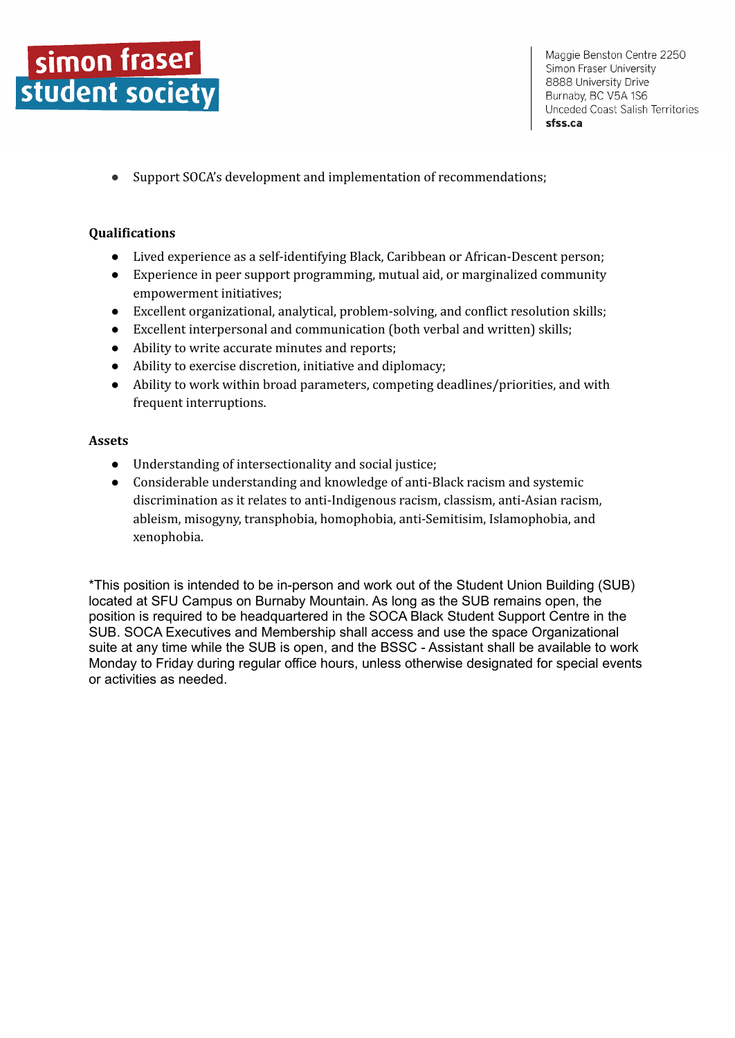- Support SOCA's development and implementation of recommendations;

**Qualifications**

- Lived experience as a self-identifying Black, Caribbean or African-Descent person;
- Experience in peer support programming, mutual aid, or marginalized community empowerment initiatives;
- Excellent organizational, analytical, problem-solving, and conflict resolution skills;
- Excellent interpersonal and communication (both verbal and written) skills;
- Ability to write accurate minutes and reports;
- Ability to exercise discretion, initiative and diplomacy;
- Ability to work within broad parameters, competing deadlines/priorities, and with frequent interruptions.

**Assets**

- Understanding of intersectionality and social justice;
- Considerable understanding and knowledge of anti-Black racism and systemic discrimination as it relates to anti-Indigenous racism, classism, anti-Asian racism, ableism, misogyny, transphobia, homophobia, anti-Semitisim, Islamophobia, and xenophobia.

*This position is intended to be in-person and work out of the Student Union Building (SUB) located at SFU Campus on Burnaby Mountain. As long as the SUB remains open, the position is required to be headquartered in the SOCA Black Student Support Centre in the SUB. SOCA Executives and Membership shall access and use the space Organizational suite at any time while the SUB is open, and the BSSC - Assistant shall be available to work Monday to Friday during regular office hours, unless otherwise designated for special events or activities as needed.